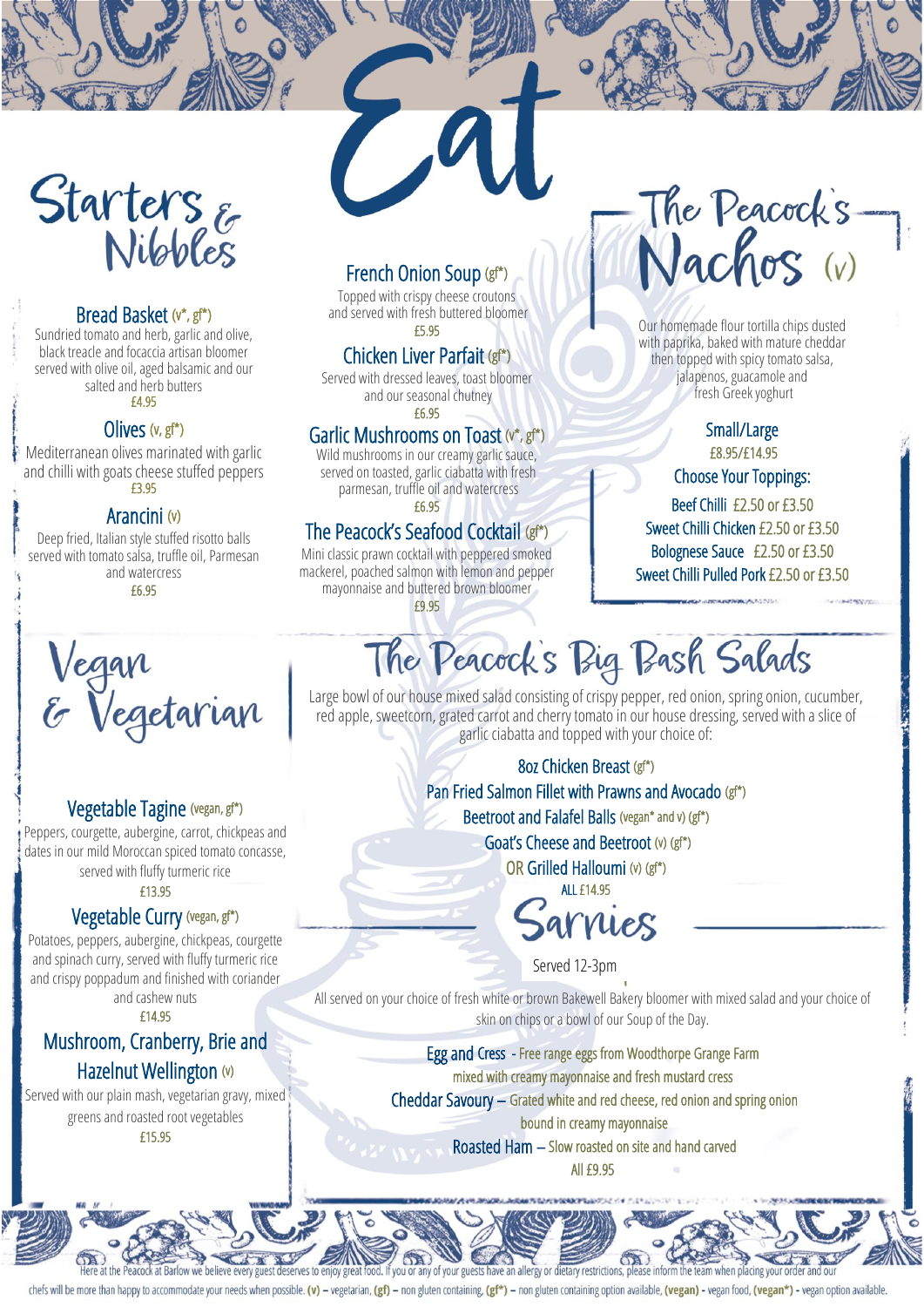# Eat

## Starters & Nibbles

### Bread Basket (v*, gf*)
Sundried tomato and herb, garlic and olive, black treacle and focaccia artisan bloomer served with olive oil, aged balsamic and our salted and herb butters
£4.95

### Olives (v, gf*)
Mediterranean olives marinated with garlic and chilli with goats cheese stuffed peppers
£3.95

### Arancini (v)
Deep fried, Italian style stuffed risotto balls served with tomato salsa, truffle oil, Parmesan and watercress
£6.95

### French Onion Soup (gf*)
Topped with crispy cheese croutons and served with fresh buttered bloomer
£5.95

### Chicken Liver Parfait (gf*)
Served with dressed leaves, toast bloomer and our seasonal chutney
£6.95

### Garlic Mushrooms on Toast (v*, gf*)
Wild mushrooms in our creamy garlic sauce, served on toasted, garlic ciabatta with fresh parmesan, truffle oil and watercress
£6.95

### The Peacock's Seafood Cocktail (gf*)
Mini classic prawn cocktail with peppered smoked mackerel, poached salmon with lemon and pepper mayonnaise and buttered brown bloomer
£9.95

## The Peacock's Nachos (v)

Our homemade flour tortilla chips dusted with paprika, baked with mature cheddar then topped with spicy tomato salsa, jalapenos, guacamole and fresh Greek yoghurt

Small/Large
£8.95/£14.95

**Choose Your Toppings:**

- Beef Chilli £2.50 or £3.50
- Sweet Chilli Chicken £2.50 or £3.50
- Bolognese Sauce £2.50 or £3.50
- Sweet Chilli Pulled Pork £2.50 or £3.50

## Vegan & Vegetarian

### Vegetable Tagine (vegan, gf*)
Peppers, courgette, aubergine, carrot, chickpeas and dates in our mild Moroccan spiced tomato concasse, served with fluffy turmeric rice
£13.95

### Vegetable Curry (vegan, gf*)
Potatoes, peppers, aubergine, chickpeas, courgette and spinach curry, served with fluffy turmeric rice and crispy poppadum and finished with coriander and cashew nuts
£14.95

### Mushroom, Cranberry, Brie and Hazelnut Wellington (v)
Served with our plain mash, vegetarian gravy, mixed greens and roasted root vegetables
£15.95

## The Peacock's Big Bash Salads

Large bowl of our house mixed salad consisting of crispy pepper, red onion, spring onion, cucumber, red apple, sweetcorn, grated carrot and cherry tomato in our house dressing, served with a slice of garlic ciabatta and topped with your choice of:

- 8oz Chicken Breast (gf*)
- Pan Fried Salmon Fillet with Prawns and Avocado (gf*)
- Beetroot and Falafel Balls (vegan* and v) (gf*)
- Goat's Cheese and Beetroot (v) (gf*)
- OR Grilled Halloumi (v) (gf*)

ALL £14.95

## Sarnies

Served 12-3pm

All served on your choice of fresh white or brown Bakewell Bakery bloomer with mixed salad and your choice of skin on chips or a bowl of our Soup of the Day.

**Egg and Cress** - Free range eggs from Woodthorpe Grange Farm mixed with creamy mayonnaise and fresh mustard cress

**Cheddar Savoury** – Grated white and red cheese, red onion and spring onion bound in creamy mayonnaise

**Roasted Ham** – Slow roasted on site and hand carved

All £9.95

Here at the Peacock at Barlow we believe every guest deserves to enjoy great food. If you or any of your guests have an allergy or dietary restrictions, please inform the team when placing your order and our chefs will be more than happy to accommodate your needs when possible. **(v)** – vegetarian, **(gf)** – non gluten containing, **(gf*)** – non gluten containing option available, **(vegan)** - vegan food, **(vegan*)** - vegan option available.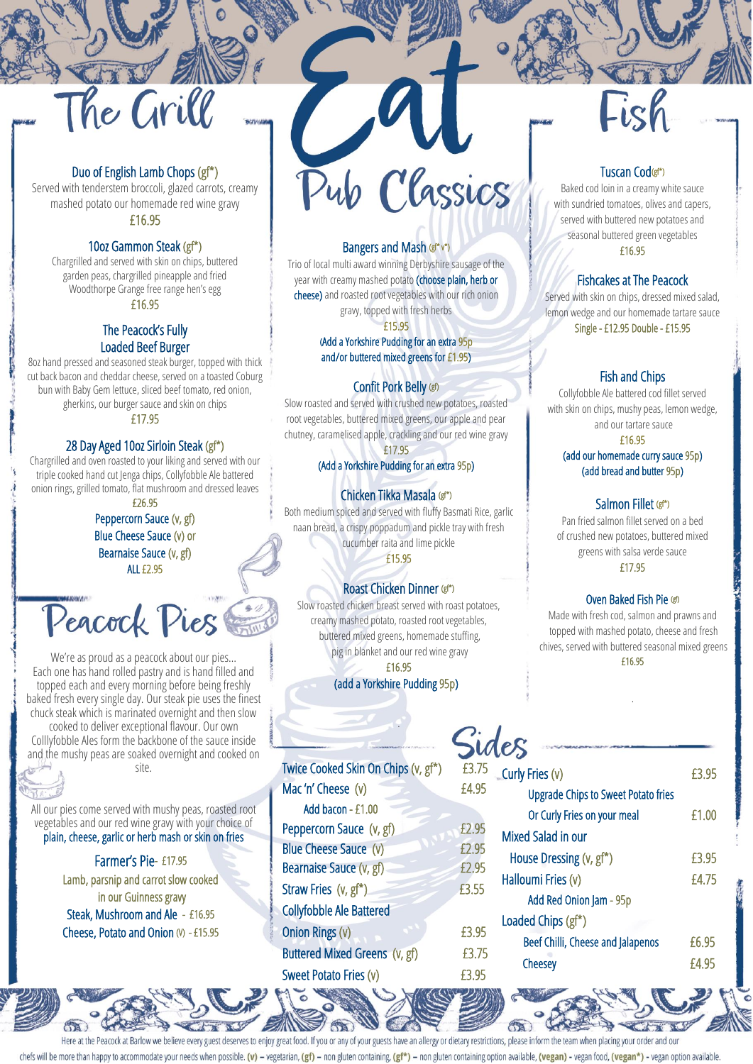# Eat

## The Grill

### Duo of English Lamb Chops (gf*)
Served with tenderstem broccoli, glazed carrots, creamy mashed potato our homemade red wine gravy
£16.95

### 10oz Gammon Steak (gf*)
Chargrilled and served with skin on chips, buttered garden peas, chargrilled pineapple and fried Woodthorpe Grange free range hen's egg
£16.95

### The Peacock's Fully Loaded Beef Burger
8oz hand pressed and seasoned steak burger, topped with thick cut back bacon and cheddar cheese, served on a toasted Coburg bun with Baby Gem lettuce, sliced beef tomato, red onion, gherkins, our burger sauce and skin on chips
£17.95

### 28 Day Aged 10oz Sirloin Steak (gf*)
Chargrilled and oven roasted to your liking and served with our triple cooked hand cut Jenga chips, Collyfobble Ale battered onion rings, grilled tomato, flat mushroom and dressed leaves
£26.95

Peppercorn Sauce (v, gf)
Blue Cheese Sauce (v) or
Bearnaise Sauce (v, gf)
ALL £2.95

## Peacock Pies

We're as proud as a peacock about our pies... Each one has hand rolled pastry and is hand filled and topped each and every morning before being freshly baked fresh every single day. Our steak pie uses the finest chuck steak which is marinated overnight and then slow cooked to deliver exceptional flavour. Our own Colllyfobble Ales form the backbone of the sauce inside and the mushy peas are soaked overnight and cooked on site.

All our pies come served with mushy peas, roasted root vegetables and our red wine gravy with your choice of plain, cheese, garlic or herb mash or skin on fries

**Farmer's Pie** - £17.95
Lamb, parsnip and carrot slow cooked in our Guinness gravy

**Steak, Mushroom and Ale** - £16.95

**Cheese, Potato and Onion** (V) - £15.95

## Pub Classics

### Bangers and Mash (gf* v*)
Trio of local multi award winning Derbyshire sausage of the year with creamy mashed potato **(choose plain, herb or cheese)** and roasted root vegetables with our rich onion gravy, topped with fresh herbs
£15.95
(Add a Yorkshire Pudding for an extra 95p and/or buttered mixed greens for £1.95)

### Confit Pork Belly (gf)
Slow roasted and served with crushed new potatoes, roasted root vegetables, buttered mixed greens, our apple and pear chutney, caramelised apple, crackling and our red wine gravy
£17.95
(Add a Yorkshire Pudding for an extra 95p)

### Chicken Tikka Masala (gf*)
Both medium spiced and served with fluffy Basmati Rice, garlic naan bread, a crispy poppadum and pickle tray with fresh cucumber raita and lime pickle
£15.95

### Roast Chicken Dinner (gf*)
Slow roasted chicken breast served with roast potatoes, creamy mashed potato, roasted root vegetables, buttered mixed greens, homemade stuffing, pig in blanket and our red wine gravy
£16.95
(add a Yorkshire Pudding 95p)

## Fish

### Tuscan Cod (gf*)
Baked cod loin in a creamy white sauce with sundried tomatoes, olives and capers, served with buttered new potatoes and seasonal buttered green vegetables
£16.95

### Fishcakes at The Peacock
Served with skin on chips, dressed mixed salad, lemon wedge and our homemade tartare sauce
Single - £12.95 Double - £15.95

### Fish and Chips
Collyfobble Ale battered cod fillet served with skin on chips, mushy peas, lemon wedge, and our tartare sauce
£16.95
(add our homemade curry sauce 95p)
(add bread and butter 95p)

### Salmon Fillet (gf*)
Pan fried salmon fillet served on a bed of crushed new potatoes, buttered mixed greens with salsa verde sauce
£17.95

### Oven Baked Fish Pie (gf)
Made with fresh cod, salmon and prawns and topped with mashed potato, cheese and fresh chives, served with buttered seasonal mixed greens
£16.95

## Sides

| | |
|---|---|
| Twice Cooked Skin On Chips (v, gf*) | £3.75 |
| Mac 'n' Cheese (v) | £4.95 |
| Add bacon - £1.00 | |
| Peppercorn Sauce (v, gf) | £2.95 |
| Blue Cheese Sauce (v) | £2.95 |
| Bearnaise Sauce (v, gf) | £2.95 |
| Straw Fries (v, gf*) | £3.55 |
| Collyfobble Ale Battered Onion Rings (v) | £3.95 |
| Buttered Mixed Greens (v, gf) | £3.75 |
| Sweet Potato Fries (v) | £3.95 |
| Curly Fries (v) | £3.95 |
| Upgrade Chips to Sweet Potato fries Or Curly Fries on your meal | £1.00 |
| Mixed Salad in our House Dressing (v, gf*) | £3.95 |
| Halloumi Fries (v) | £4.75 |
| Add Red Onion Jam - 95p | |
| Loaded Chips (gf*) | |
| Beef Chilli, Cheese and Jalapenos | £6.95 |
| Cheesey | £4.95 |

Here at the Peacock at Barlow we believe every guest deserves to enjoy great food. If you or any of your guests have an allergy or dietary restrictions, please inform the team when placing your order and our chefs will be more than happy to accommodate your needs when possible. **(v)** – vegetarian, **(gf)** – non gluten containing, **(gf*)** – non gluten containing option available, **(vegan)** - vegan food, **(vegan*)** - vegan option available.